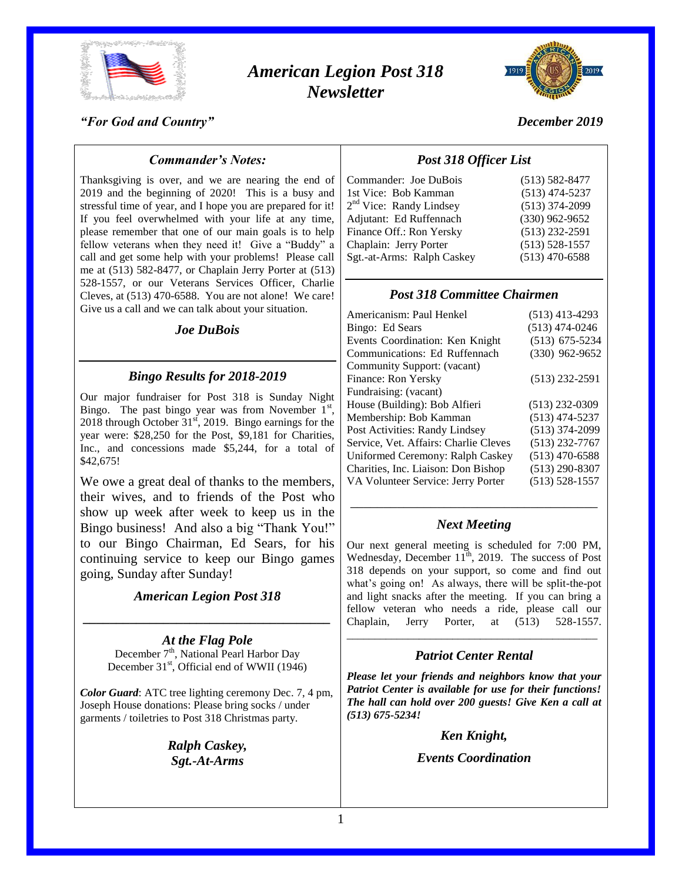# *American Legion Post 318 Newsletter*

*"For God and Country"*

*December 2019*

## *Commander's Notes:*

Thanksgiving is over, and we are nearing the end of 2019 and the beginning of 2020! This is a busy and stressful time of year, and I hope you are prepared for it! If you feel overwhelmed with your life at any time, please remember that one of our main goals is to help fellow veterans when they need it! Give a "Buddy" a call and get some help with your problems! Please call me at (513) 582-8477, or Chaplain Jerry Porter at (513) 528-1557, or our Veterans Services Officer, Charlie Cleves, at (513) 470-6588. You are not alone! We care! Give us a call and we can talk about your situation.

***Joe DuBois***

## *Bingo Results for 2018-2019*

Our major fundraiser for Post 318 is Sunday Night Bingo. The past bingo year was from November 1st, 2018 through October 31st, 2019. Bingo earnings for the year were: $28,250 for the Post, $9,181 for Charities, Inc., and concessions made $5,244, for a total of $42,675!

We owe a great deal of thanks to the members, their wives, and to friends of the Post who show up week after week to keep us in the Bingo business! And also a big "Thank You!" to our Bingo Chairman, Ed Sears, for his continuing service to keep our Bingo games going, Sunday after Sunday!

***American Legion Post 318***

## *At the Flag Pole*

December 7th, National Pearl Harbor Day
December 31st, Official end of WWII (1946)

***Color Guard***: ATC tree lighting ceremony Dec. 7, 4 pm, Joseph House donations: Please bring socks / under garments / toiletries to Post 318 Christmas party.

***Ralph Caskey,***
***Sgt.-At-Arms***

## *Post 318 Officer List*

| | |
|---|---|
| Commander: Joe DuBois | (513) 582-8477 |
| 1st Vice: Bob Kamman | (513) 474-5237 |
| 2nd Vice: Randy Lindsey | (513) 374-2099 |
| Adjutant: Ed Ruffennach | (330) 962-9652 |
| Finance Off.: Ron Yersky | (513) 232-2591 |
| Chaplain: Jerry Porter | (513) 528-1557 |
| Sgt.-at-Arms: Ralph Caskey | (513) 470-6588 |

## *Post 318 Committee Chairmen*

| | |
|---|---|
| Americanism: Paul Henkel | (513) 413-4293 |
| Bingo: Ed Sears | (513) 474-0246 |
| Events Coordination: Ken Knight | (513) 675-5234 |
| Communications: Ed Ruffennach | (330) 962-9652 |
| Community Support: (vacant) | |
| Finance: Ron Yersky | (513) 232-2591 |
| Fundraising: (vacant) | |
| House (Building): Bob Alfieri | (513) 232-0309 |
| Membership: Bob Kamman | (513) 474-5237 |
| Post Activities: Randy Lindsey | (513) 374-2099 |
| Service, Vet. Affairs: Charlie Cleves | (513) 232-7767 |
| Uniformed Ceremony: Ralph Caskey | (513) 470-6588 |
| Charities, Inc. Liaison: Don Bishop | (513) 290-8307 |
| VA Volunteer Service: Jerry Porter | (513) 528-1557 |

## *Next Meeting*

Our next general meeting is scheduled for 7:00 PM, Wednesday, December 11th, 2019. The success of Post 318 depends on your support, so come and find out what's going on! As always, there will be split-the-pot and light snacks after the meeting. If you can bring a fellow veteran who needs a ride, please call our Chaplain, Jerry Porter, at (513) 528-1557.

## *Patriot Center Rental*

***Please let your friends and neighbors know that your Patriot Center is available for use for their functions! The hall can hold over 200 guests! Give Ken a call at (513) 675-5234!***

***Ken Knight,***

***Events Coordination***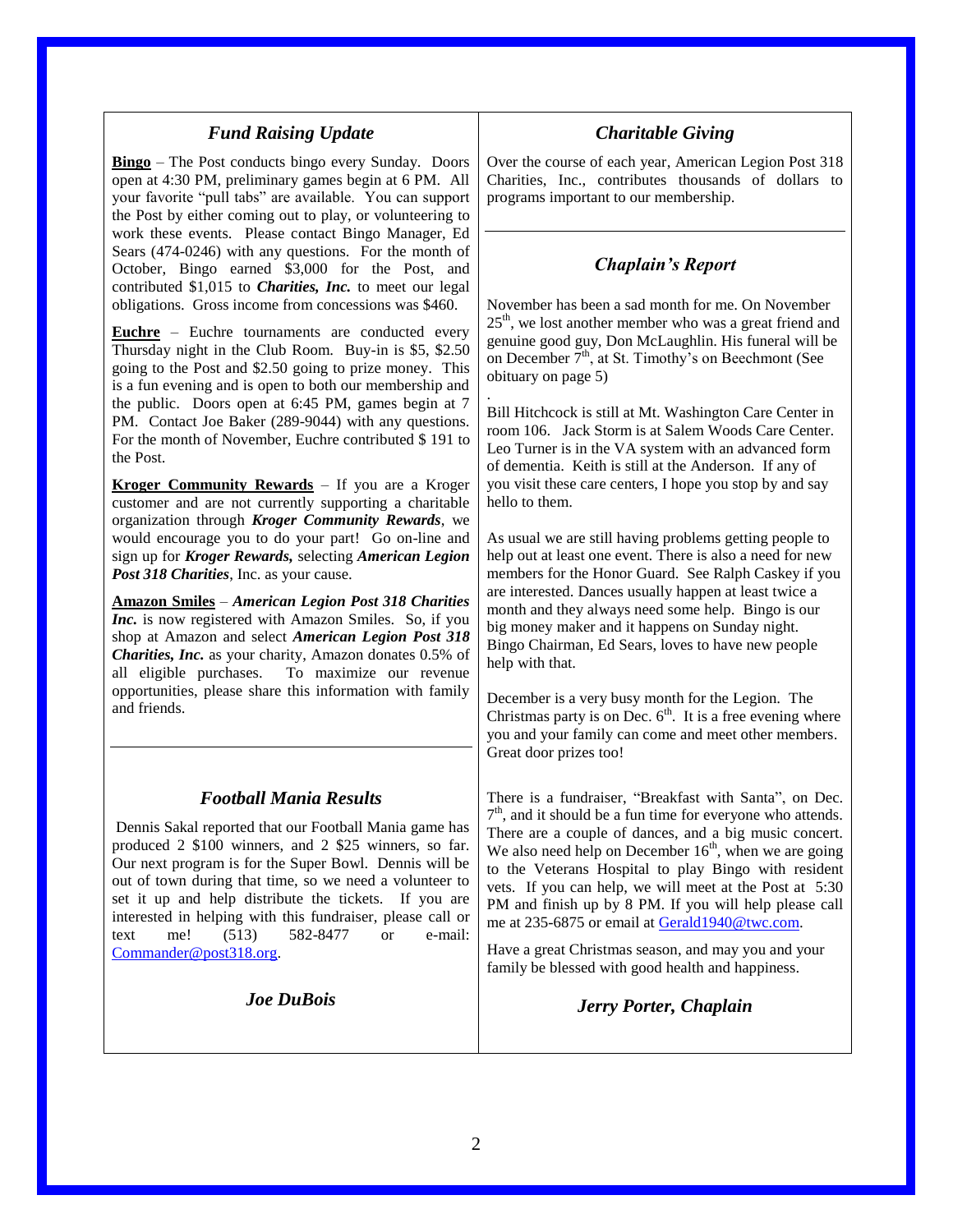## *Fund Raising Update*

**Bingo** – The Post conducts bingo every Sunday. Doors open at 4:30 PM, preliminary games begin at 6 PM. All your favorite "pull tabs" are available. You can support the Post by either coming out to play, or volunteering to work these events. Please contact Bingo Manager, Ed Sears (474-0246) with any questions. For the month of October, Bingo earned $3,000 for the Post, and contributed $1,015 to ***Charities, Inc.*** to meet our legal obligations. Gross income from concessions was $460.

**Euchre** – Euchre tournaments are conducted every Thursday night in the Club Room. Buy-in is $5, $2.50 going to the Post and $2.50 going to prize money. This is a fun evening and is open to both our membership and the public. Doors open at 6:45 PM, games begin at 7 PM. Contact Joe Baker (289-9044) with any questions. For the month of November, Euchre contributed $ 191 to the Post.

**Kroger Community Rewards** – If you are a Kroger customer and are not currently supporting a charitable organization through ***Kroger Community Rewards***, we would encourage you to do your part! Go on-line and sign up for ***Kroger Rewards,*** selecting ***American Legion Post 318 Charities***, Inc. as your cause.

**Amazon Smiles** – ***American Legion Post 318 Charities Inc.*** is now registered with Amazon Smiles. So, if you shop at Amazon and select ***American Legion Post 318 Charities, Inc.*** as your charity, Amazon donates 0.5% of all eligible purchases. To maximize our revenue opportunities, please share this information with family and friends.

---

## *Football Mania Results*

Dennis Sakal reported that our Football Mania game has produced 2 $100 winners, and 2 $25 winners, so far. Our next program is for the Super Bowl. Dennis will be out of town during that time, so we need a volunteer to set it up and help distribute the tickets. If you are interested in helping with this fundraiser, please call or text me! (513) 582-8477 or e-mail: Commander@post318.org.

***Joe DuBois***

## *Charitable Giving*

Over the course of each year, American Legion Post 318 Charities, Inc., contributes thousands of dollars to programs important to our membership.

---

## *Chaplain's Report*

November has been a sad month for me. On November 25th, we lost another member who was a great friend and genuine good guy, Don McLaughlin. His funeral will be on December 7th, at St. Timothy's on Beechmont (See obituary on page 5)

Bill Hitchcock is still at Mt. Washington Care Center in room 106. Jack Storm is at Salem Woods Care Center. Leo Turner is in the VA system with an advanced form of dementia. Keith is still at the Anderson. If any of you visit these care centers, I hope you stop by and say hello to them.

As usual we are still having problems getting people to help out at least one event. There is also a need for new members for the Honor Guard. See Ralph Caskey if you are interested. Dances usually happen at least twice a month and they always need some help. Bingo is our big money maker and it happens on Sunday night. Bingo Chairman, Ed Sears, loves to have new people help with that.

December is a very busy month for the Legion. The Christmas party is on Dec. 6th. It is a free evening where you and your family can come and meet other members. Great door prizes too!

There is a fundraiser, "Breakfast with Santa", on Dec. 7th, and it should be a fun time for everyone who attends. There are a couple of dances, and a big music concert. We also need help on December 16th, when we are going to the Veterans Hospital to play Bingo with resident vets. If you can help, we will meet at the Post at 5:30 PM and finish up by 8 PM. If you will help please call me at 235-6875 or email at Gerald1940@twc.com.

Have a great Christmas season, and may you and your family be blessed with good health and happiness.

***Jerry Porter, Chaplain***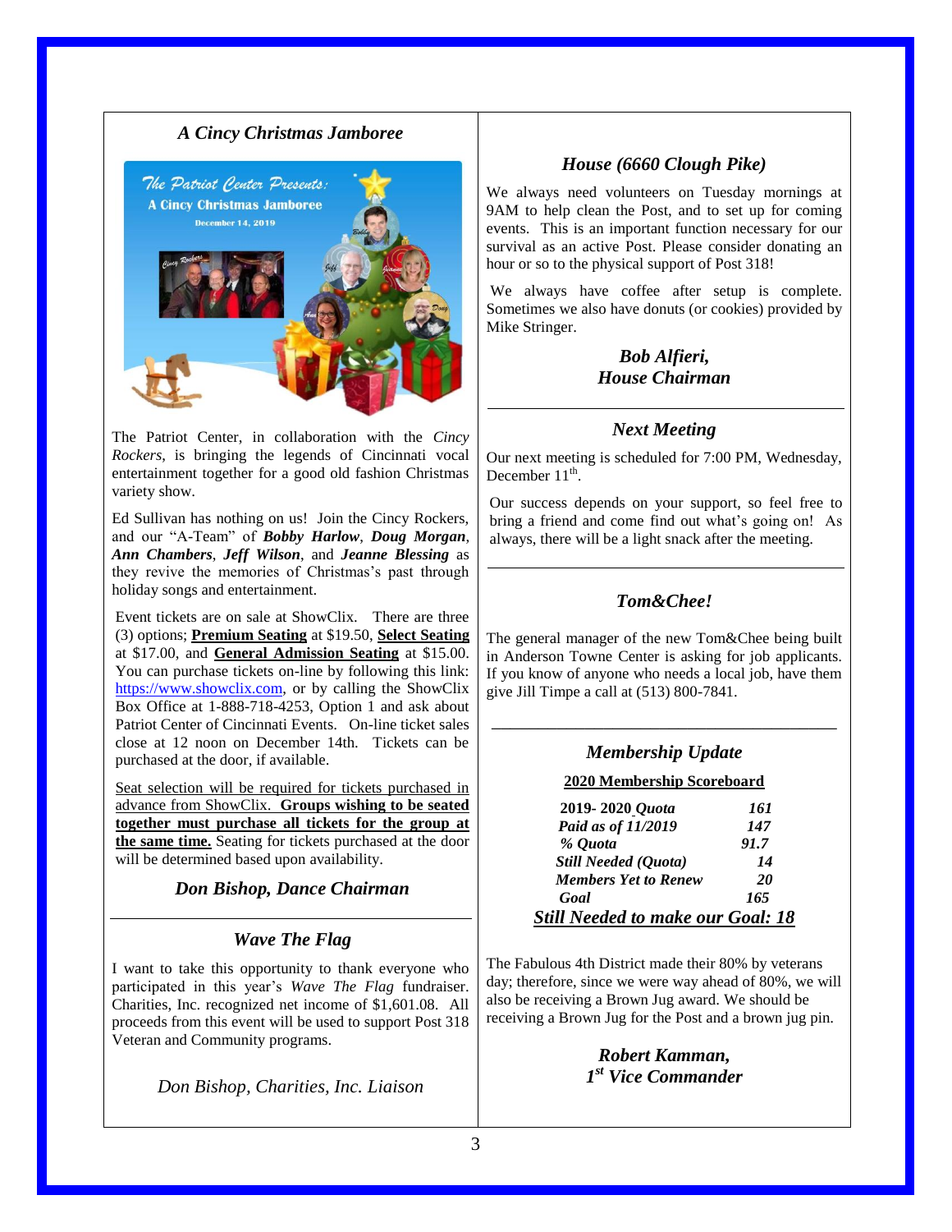### *A Cincy Christmas Jamboree*

The Patriot Center, in collaboration with the *Cincy Rockers*, is bringing the legends of Cincinnati vocal entertainment together for a good old fashion Christmas variety show.

Ed Sullivan has nothing on us! Join the Cincy Rockers, and our "A-Team" of ***Bobby Harlow***, ***Doug Morgan***, ***Ann Chambers***, ***Jeff Wilson***, and ***Jeanne Blessing*** as they revive the memories of Christmas's past through holiday songs and entertainment.

Event tickets are on sale at ShowClix. There are three (3) options; **Premium Seating** at $19.50, **Select Seating** at $17.00, and **General Admission Seating** at $15.00. You can purchase tickets on-line by following this link: https://www.showclix.com, or by calling the ShowClix Box Office at 1-888-718-4253, Option 1 and ask about Patriot Center of Cincinnati Events. On-line ticket sales close at 12 noon on December 14th. Tickets can be purchased at the door, if available.

Seat selection will be required for tickets purchased in advance from ShowClix. **Groups wishing to be seated together must purchase all tickets for the group at the same time.** Seating for tickets purchased at the door will be determined based upon availability.

***Don Bishop, Dance Chairman***

### *Wave The Flag*

I want to take this opportunity to thank everyone who participated in this year's *Wave The Flag* fundraiser. Charities, Inc. recognized net income of $1,601.08. All proceeds from this event will be used to support Post 318 Veteran and Community programs.

*Don Bishop, Charities, Inc. Liaison*

### *House (6660 Clough Pike)*

We always need volunteers on Tuesday mornings at 9AM to help clean the Post, and to set up for coming events. This is an important function necessary for our survival as an active Post. Please consider donating an hour or so to the physical support of Post 318!

We always have coffee after setup is complete. Sometimes we also have donuts (or cookies) provided by Mike Stringer.

***Bob Alfieri,***
***House Chairman***

### *Next Meeting*

Our next meeting is scheduled for 7:00 PM, Wednesday, December 11th.

Our success depends on your support, so feel free to bring a friend and come find out what's going on! As always, there will be a light snack after the meeting.

### *Tom&Chee!*

The general manager of the new Tom&Chee being built in Anderson Towne Center is asking for job applicants. If you know of anyone who needs a local job, have them give Jill Timpe a call at (513) 800-7841.

### *Membership Update*

**2020 Membership Scoreboard**

| | |
|---|---|
| ***2019- 2020 Quota*** | ***161*** |
| ***Paid as of 11/2019*** | ***147*** |
| ***% Quota*** | ***91.7*** |
| ***Still Needed (Quota)*** | ***14*** |
| ***Members Yet to Renew*** | ***20*** |
| ***Goal*** | ***165*** |

***Still Needed to make our Goal: 18***

The Fabulous 4th District made their 80% by veterans day; therefore, since we were way ahead of 80%, we will also be receiving a Brown Jug award. We should be receiving a Brown Jug for the Post and a brown jug pin.

***Robert Kamman,***
***1st Vice Commander***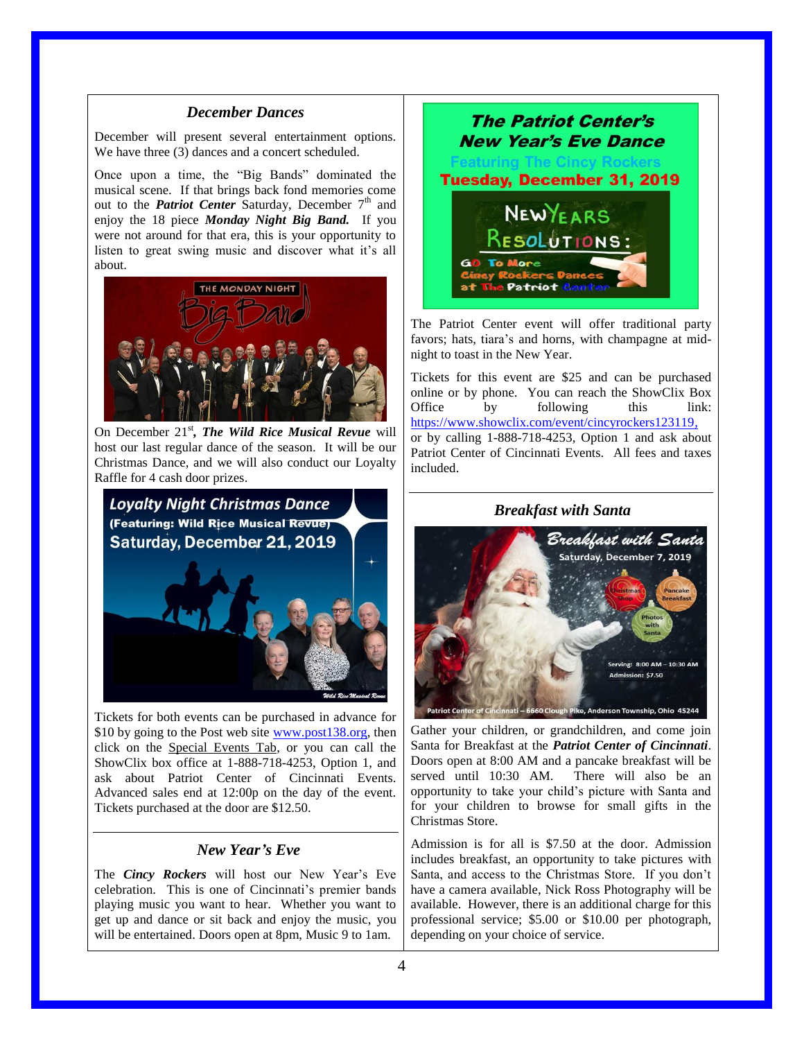### *December Dances*

December will present several entertainment options. We have three (3) dances and a concert scheduled.

Once upon a time, the "Big Bands" dominated the musical scene. If that brings back fond memories come out to the ***Patriot Center*** Saturday, December 7th and enjoy the 18 piece ***Monday Night Big Band.*** If you were not around for that era, this is your opportunity to listen to great swing music and discover what it's all about.

On December 21st, ***The Wild Rice Musical Revue*** will host our last regular dance of the season. It will be our Christmas Dance, and we will also conduct our Loyalty Raffle for 4 cash door prizes.

Tickets for both events can be purchased in advance for $10 by going to the Post web site www.post138.org, then click on the Special Events Tab, or you can call the ShowClix box office at 1-888-718-4253, Option 1, and ask about Patriot Center of Cincinnati Events. Advanced sales end at 12:00p on the day of the event. Tickets purchased at the door are $12.50.

### *New Year's Eve*

The ***Cincy Rockers*** will host our New Year's Eve celebration. This is one of Cincinnati's premier bands playing music you want to hear. Whether you want to get up and dance or sit back and enjoy the music, you will be entertained. Doors open at 8pm, Music 9 to 1am.

The Patriot Center event will offer traditional party favors; hats, tiara's and horns, with champagne at mid-night to toast in the New Year.

Tickets for this event are $25 and can be purchased online or by phone. You can reach the ShowClix Box Office by following this link: https://www.showclix.com/event/cincyrockers123119, or by calling 1-888-718-4253, Option 1 and ask about Patriot Center of Cincinnati Events. All fees and taxes included.

### *Breakfast with Santa*

Gather your children, or grandchildren, and come join Santa for Breakfast at the ***Patriot Center of Cincinnati***. Doors open at 8:00 AM and a pancake breakfast will be served until 10:30 AM. There will also be an opportunity to take your child's picture with Santa and for your children to browse for small gifts in the Christmas Store.

Admission is for all is $7.50 at the door. Admission includes breakfast, an opportunity to take pictures with Santa, and access to the Christmas Store. If you don't have a camera available, Nick Ross Photography will be available. However, there is an additional charge for this professional service; $5.00 or $10.00 per photograph, depending on your choice of service.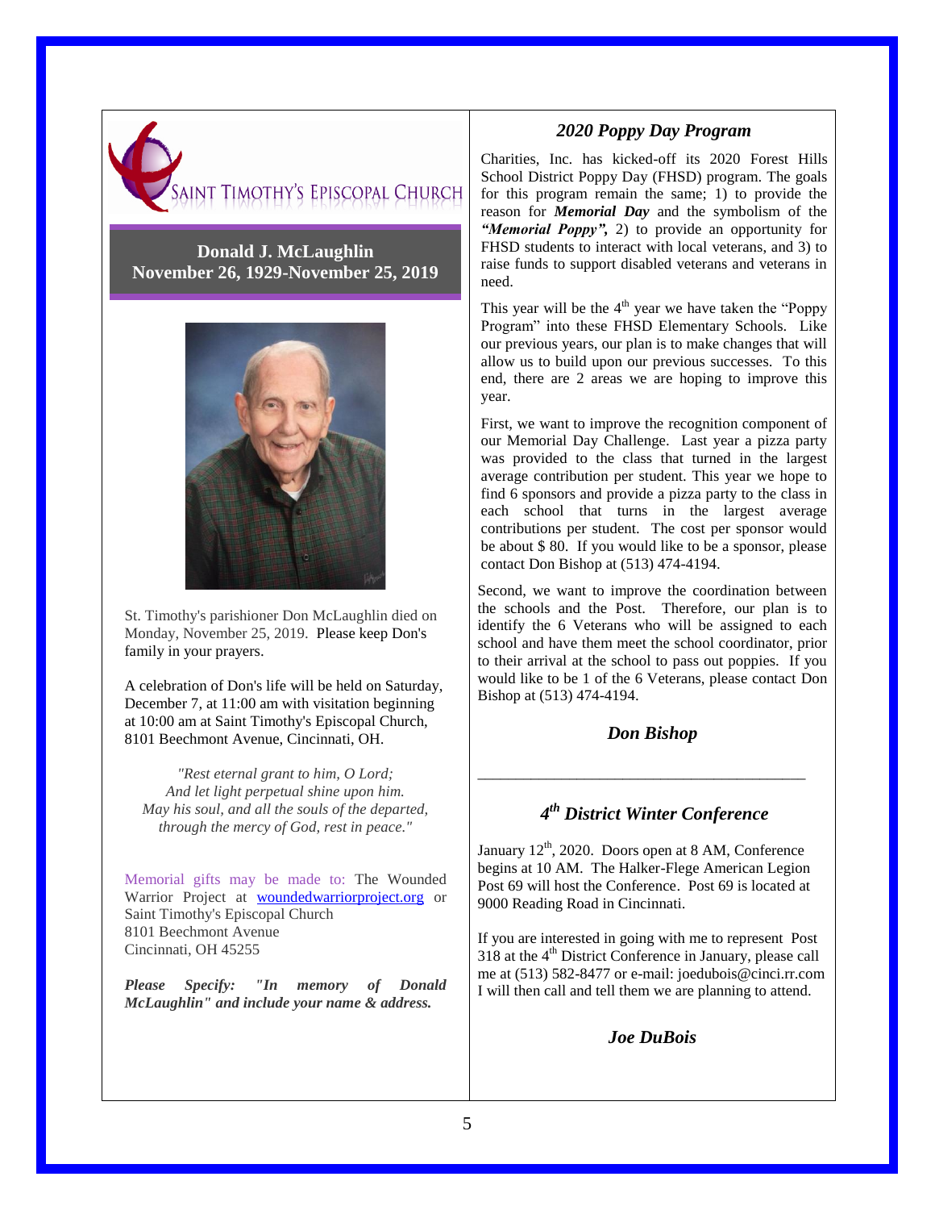SAINT TIMOTHY'S EPISCOPAL CHURCH

## Donald J. McLaughlin
## November 26, 1929-November 25, 2019

St. Timothy's parishioner Don McLaughlin died on Monday, November 25, 2019. Please keep Don's family in your prayers.

A celebration of Don's life will be held on Saturday, December 7, at 11:00 am with visitation beginning at 10:00 am at Saint Timothy's Episcopal Church, 8101 Beechmont Avenue, Cincinnati, OH.

*"Rest eternal grant to him, O Lord;*
*And let light perpetual shine upon him.*
*May his soul, and all the souls of the departed,*
*through the mercy of God, rest in peace."*

Memorial gifts may be made to: The Wounded Warrior Project at [woundedwarriorproject.org](woundedwarriorproject.org) or Saint Timothy's Episcopal Church
8101 Beechmont Avenue
Cincinnati, OH 45255

***Please Specify: "In memory of Donald McLaughlin" and include your name & address.***

## *2020 Poppy Day Program*

Charities, Inc. has kicked-off its 2020 Forest Hills School District Poppy Day (FHSD) program. The goals for this program remain the same; 1) to provide the reason for ***Memorial Day*** and the symbolism of the ***"Memorial Poppy",*** 2) to provide an opportunity for FHSD students to interact with local veterans, and 3) to raise funds to support disabled veterans and veterans in need.

This year will be the 4th year we have taken the "Poppy Program" into these FHSD Elementary Schools. Like our previous years, our plan is to make changes that will allow us to build upon our previous successes. To this end, there are 2 areas we are hoping to improve this year.

First, we want to improve the recognition component of our Memorial Day Challenge. Last year a pizza party was provided to the class that turned in the largest average contribution per student. This year we hope to find 6 sponsors and provide a pizza party to the class in each school that turns in the largest average contributions per student. The cost per sponsor would be about $ 80. If you would like to be a sponsor, please contact Don Bishop at (513) 474-4194.

Second, we want to improve the coordination between the schools and the Post. Therefore, our plan is to identify the 6 Veterans who will be assigned to each school and have them meet the school coordinator, prior to their arrival at the school to pass out poppies. If you would like to be 1 of the 6 Veterans, please contact Don Bishop at (513) 474-4194.

***Don Bishop***

---

## *4th District Winter Conference*

January 12th, 2020. Doors open at 8 AM, Conference begins at 10 AM. The Halker-Flege American Legion Post 69 will host the Conference. Post 69 is located at 9000 Reading Road in Cincinnati.

If you are interested in going with me to represent Post 318 at the 4th District Conference in January, please call me at (513) 582-8477 or e-mail: joedubois@cinci.rr.com I will then call and tell them we are planning to attend.

***Joe DuBois***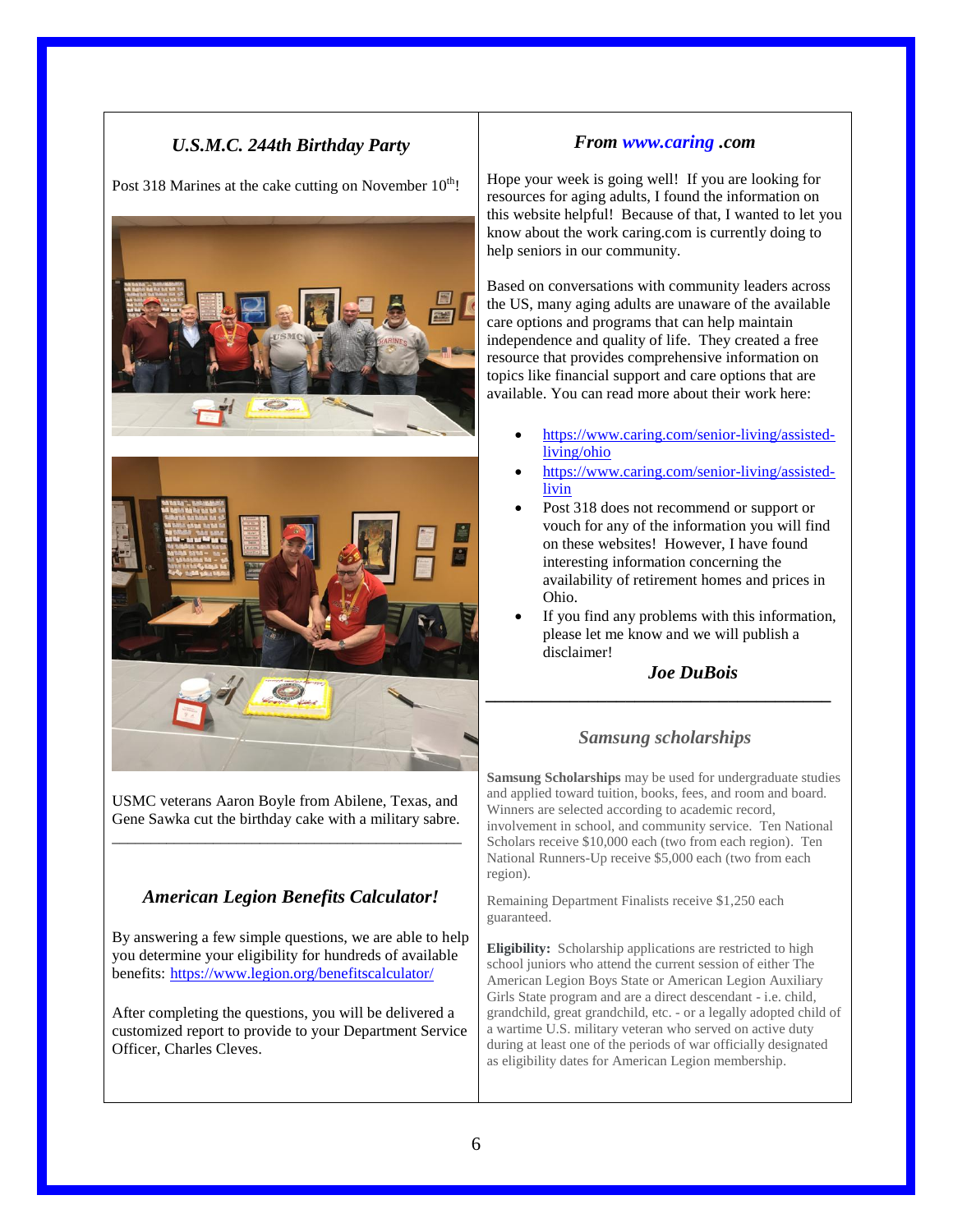### *U.S.M.C. 244th Birthday Party*

Post 318 Marines at the cake cutting on November 10th!

USMC veterans Aaron Boyle from Abilene, Texas, and Gene Sawka cut the birthday cake with a military sabre.

---

### *American Legion Benefits Calculator!*

By answering a few simple questions, we are able to help you determine your eligibility for hundreds of available benefits: https://www.legion.org/benefitscalculator/

After completing the questions, you will be delivered a customized report to provide to your Department Service Officer, Charles Cleves.

### *From www.caring .com*

Hope your week is going well! If you are looking for resources for aging adults, I found the information on this website helpful! Because of that, I wanted to let you know about the work caring.com is currently doing to help seniors in our community.

Based on conversations with community leaders across the US, many aging adults are unaware of the available care options and programs that can help maintain independence and quality of life. They created a free resource that provides comprehensive information on topics like financial support and care options that are available. You can read more about their work here:

- https://www.caring.com/senior-living/assisted-living/ohio
- https://www.caring.com/senior-living/assisted-livin
- Post 318 does not recommend or support or vouch for any of the information you will find on these websites! However, I have found interesting information concerning the availability of retirement homes and prices in Ohio.
- If you find any problems with this information, please let me know and we will publish a disclaimer!

***Joe DuBois***

---

### *Samsung scholarships*

**Samsung Scholarships** may be used for undergraduate studies and applied toward tuition, books, fees, and room and board. Winners are selected according to academic record, involvement in school, and community service. Ten National Scholars receive $10,000 each (two from each region). Ten National Runners-Up receive $5,000 each (two from each region).

Remaining Department Finalists receive $1,250 each guaranteed.

**Eligibility:** Scholarship applications are restricted to high school juniors who attend the current session of either The American Legion Boys State or American Legion Auxiliary Girls State program and are a direct descendant - i.e. child, grandchild, great grandchild, etc. - or a legally adopted child of a wartime U.S. military veteran who served on active duty during at least one of the periods of war officially designated as eligibility dates for American Legion membership.